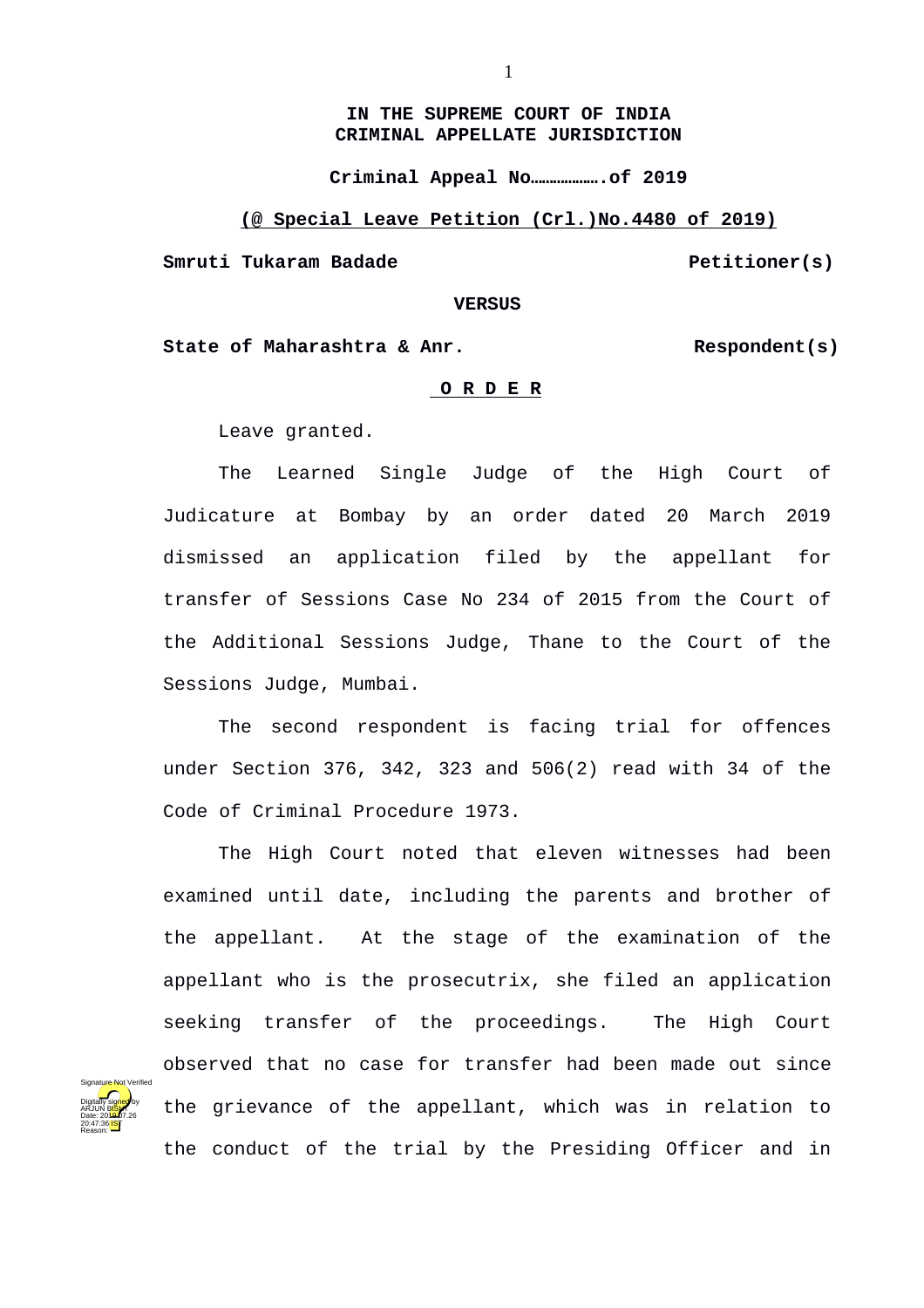**IN THE SUPREME COURT OF INDIA**
**CRIMINAL APPELLATE JURISDICTION**

**Criminal Appeal No……………….of 2019**

**(@ Special Leave Petition (Crl.)No.4480 of 2019)**

**Smruti Tukaram Badade** **Petitioner(s)**

**VERSUS**

**State of Maharashtra & Anr.** **Respondent(s)**

**O R D E R**

Leave granted.

The Learned Single Judge of the High Court of Judicature at Bombay by an order dated 20 March 2019 dismissed an application filed by the appellant for transfer of Sessions Case No 234 of 2015 from the Court of the Additional Sessions Judge, Thane to the Court of the Sessions Judge, Mumbai.

The second respondent is facing trial for offences under Section 376, 342, 323 and 506(2) read with 34 of the Code of Criminal Procedure 1973.

The High Court noted that eleven witnesses had been examined until date, including the parents and brother of the appellant. At the stage of the examination of the appellant who is the prosecutrix, she filed an application seeking transfer of the proceedings. The High Court observed that no case for transfer had been made out since the grievance of the appellant, which was in relation to the conduct of the trial by the Presiding Officer and in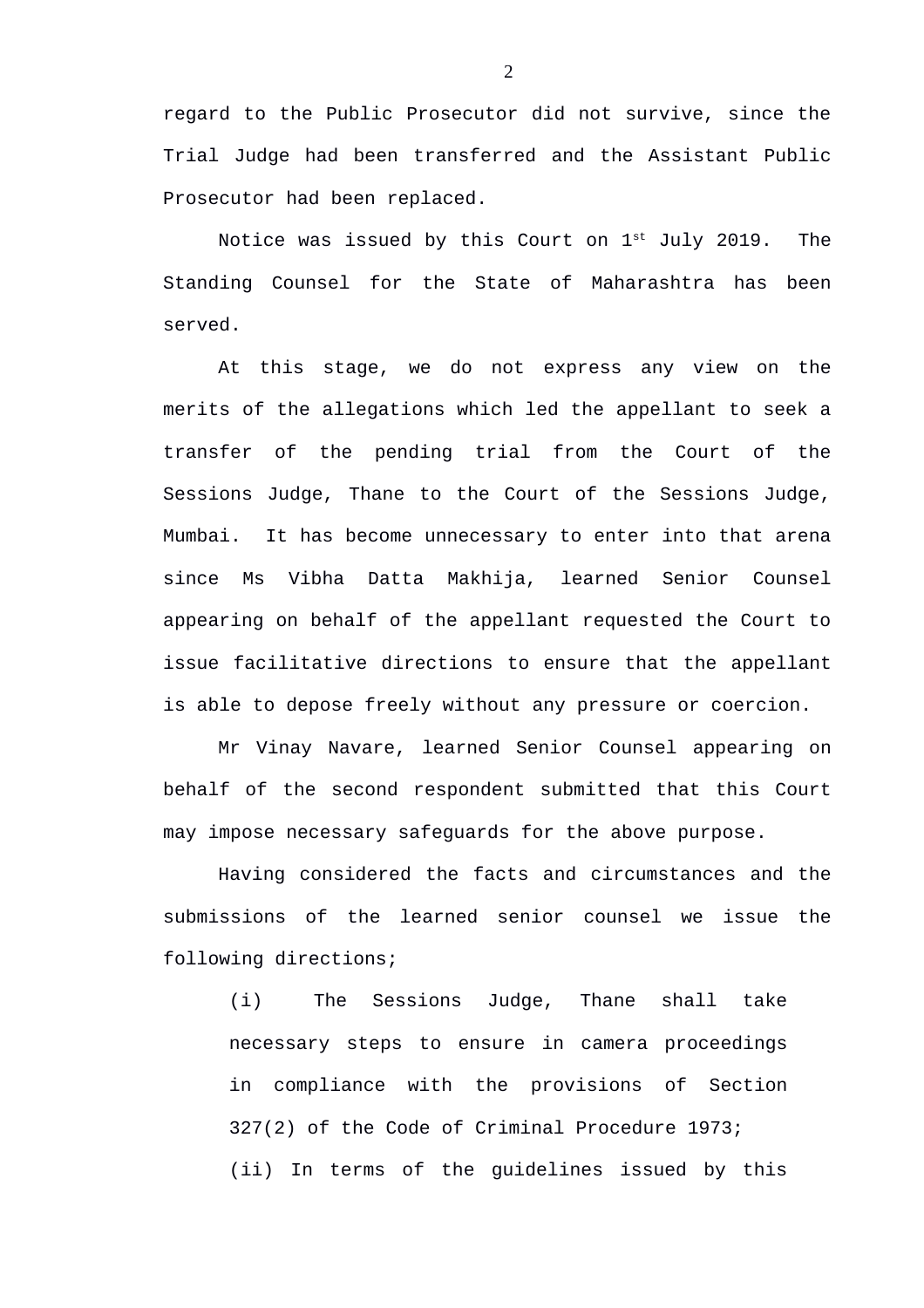regard to the Public Prosecutor did not survive, since the Trial Judge had been transferred and the Assistant Public Prosecutor had been replaced.

Notice was issued by this Court on 1st July 2019. The Standing Counsel for the State of Maharashtra has been served.

At this stage, we do not express any view on the merits of the allegations which led the appellant to seek a transfer of the pending trial from the Court of the Sessions Judge, Thane to the Court of the Sessions Judge, Mumbai. It has become unnecessary to enter into that arena since Ms Vibha Datta Makhija, learned Senior Counsel appearing on behalf of the appellant requested the Court to issue facilitative directions to ensure that the appellant is able to depose freely without any pressure or coercion.

Mr Vinay Navare, learned Senior Counsel appearing on behalf of the second respondent submitted that this Court may impose necessary safeguards for the above purpose.

Having considered the facts and circumstances and the submissions of the learned senior counsel we issue the following directions;

(i) The Sessions Judge, Thane shall take necessary steps to ensure in camera proceedings in compliance with the provisions of Section 327(2) of the Code of Criminal Procedure 1973;

(ii) In terms of the guidelines issued by this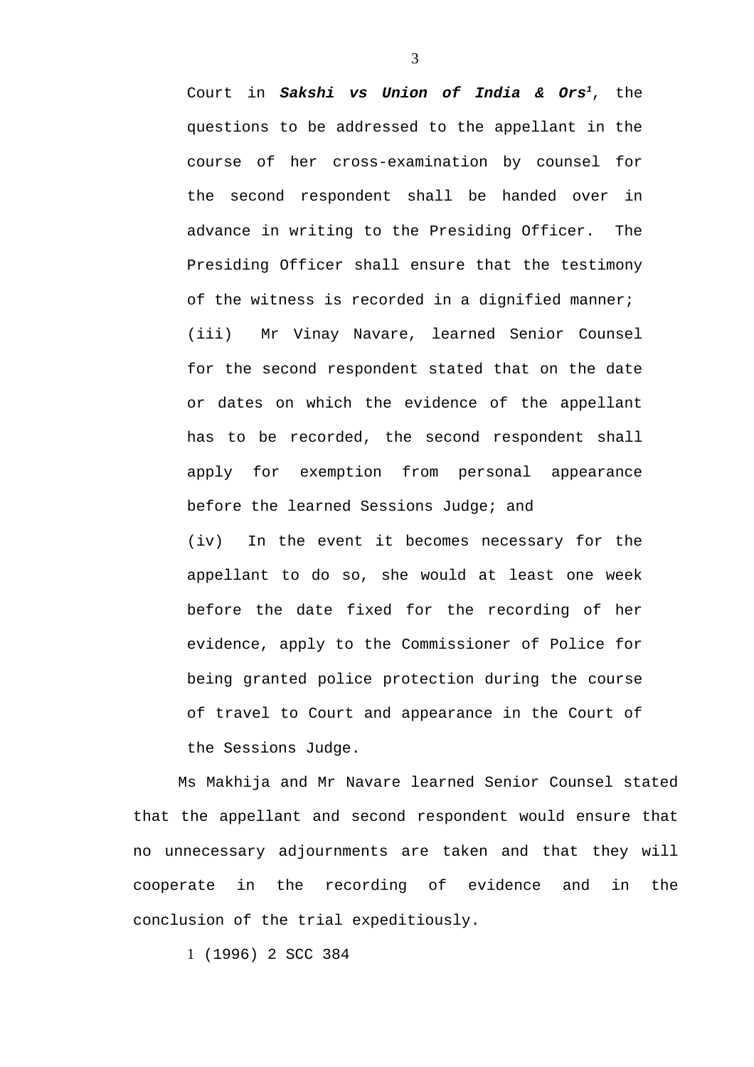Court in ***Sakshi vs Union of India & Ors***[1], the questions to be addressed to the appellant in the course of her cross-examination by counsel for the second respondent shall be handed over in advance in writing to the Presiding Officer. The Presiding Officer shall ensure that the testimony of the witness is recorded in a dignified manner;

(iii) Mr Vinay Navare, learned Senior Counsel for the second respondent stated that on the date or dates on which the evidence of the appellant has to be recorded, the second respondent shall apply for exemption from personal appearance before the learned Sessions Judge; and

(iv) In the event it becomes necessary for the appellant to do so, she would at least one week before the date fixed for the recording of her evidence, apply to the Commissioner of Police for being granted police protection during the course of travel to Court and appearance in the Court of the Sessions Judge.

Ms Makhija and Mr Navare learned Senior Counsel stated that the appellant and second respondent would ensure that no unnecessary adjournments are taken and that they will cooperate in the recording of evidence and in the conclusion of the trial expeditiously.

1 (1996) 2 SCC 384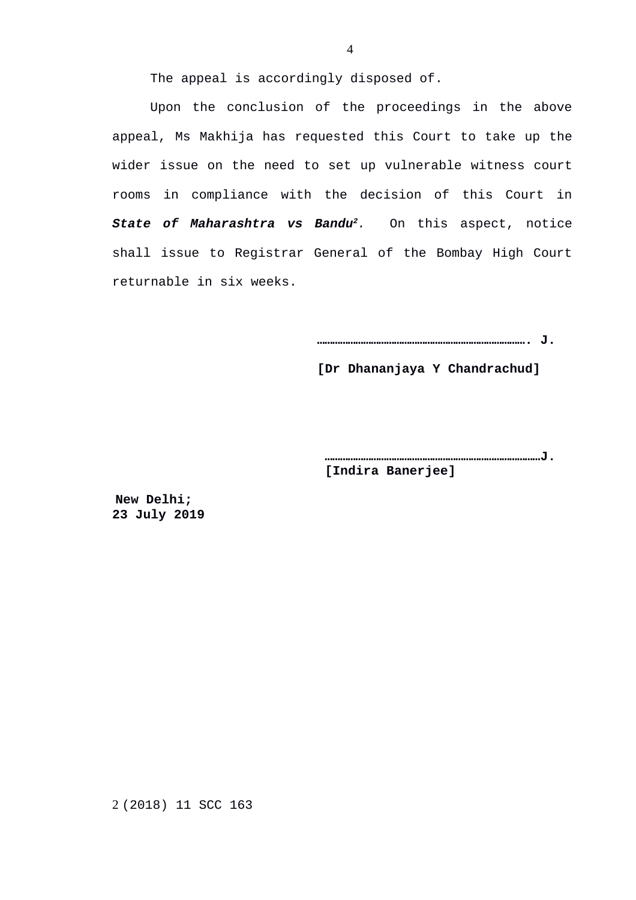The appeal is accordingly disposed of.

Upon the conclusion of the proceedings in the above appeal, Ms Makhija has requested this Court to take up the wider issue on the need to set up vulnerable witness court rooms in compliance with the decision of this Court in ***State of Maharashtra vs Bandu***[2]. On this aspect, notice shall issue to Registrar General of the Bombay High Court returnable in six weeks.

**…………………………………………………………………………. J.**

**[Dr Dhananjaya Y Chandrachud]**

**……………………………………………………………………………J.**

**[Indira Banerjee]**

**New Delhi;**
**23 July 2019**

2 (2018) 11 SCC 163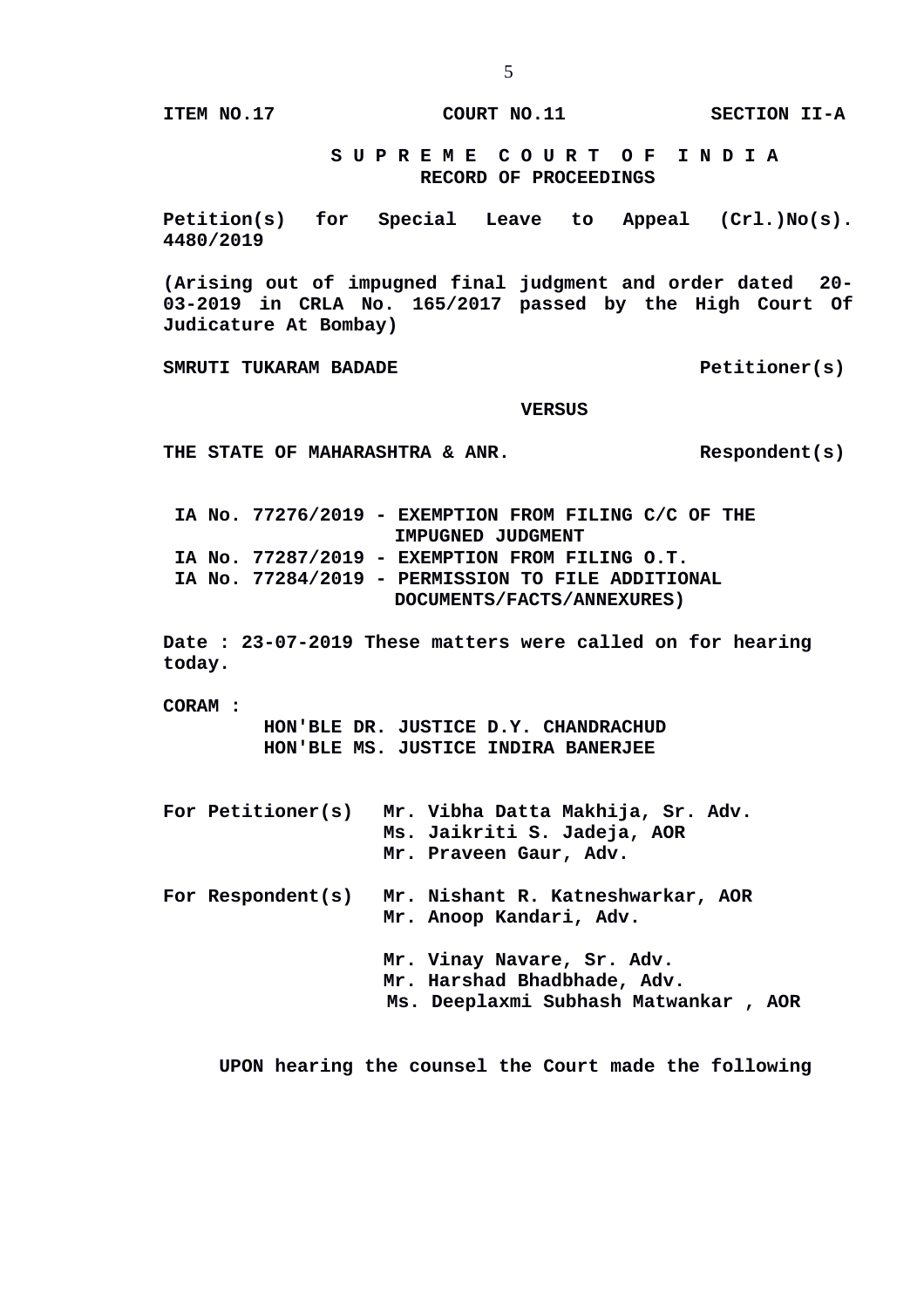**ITEM NO.17 COURT NO.11 SECTION II-A**

**S U P R E M E C O U R T O F I N D I A**
**RECORD OF PROCEEDINGS**

**Petition(s) for Special Leave to Appeal (Crl.)No(s). 4480/2019**

**(Arising out of impugned final judgment and order dated 20-03-2019 in CRLA No. 165/2017 passed by the High Court Of Judicature At Bombay)**

**SMRUTI TUKARAM BADADE Petitioner(s)**

**VERSUS**

**THE STATE OF MAHARASHTRA & ANR. Respondent(s)**

**IA No. 77276/2019 - EXEMPTION FROM FILING C/C OF THE IMPUGNED JUDGMENT**
**IA No. 77287/2019 - EXEMPTION FROM FILING O.T.**
**IA No. 77284/2019 - PERMISSION TO FILE ADDITIONAL DOCUMENTS/FACTS/ANNEXURES)**

**Date : 23-07-2019 These matters were called on for hearing today.**

**CORAM :**
**HON'BLE DR. JUSTICE D.Y. CHANDRACHUD**
**HON'BLE MS. JUSTICE INDIRA BANERJEE**

**For Petitioner(s)** **Mr. Vibha Datta Makhija, Sr. Adv.**
**Ms. Jaikriti S. Jadeja, AOR**
**Mr. Praveen Gaur, Adv.**

**For Respondent(s)** **Mr. Nishant R. Katneshwarkar, AOR**
**Mr. Anoop Kandari, Adv.**

**Mr. Vinay Navare, Sr. Adv.**
**Mr. Harshad Bhadbhade, Adv.**
**Ms. Deeplaxmi Subhash Matwankar , AOR**

**UPON hearing the counsel the Court made the following**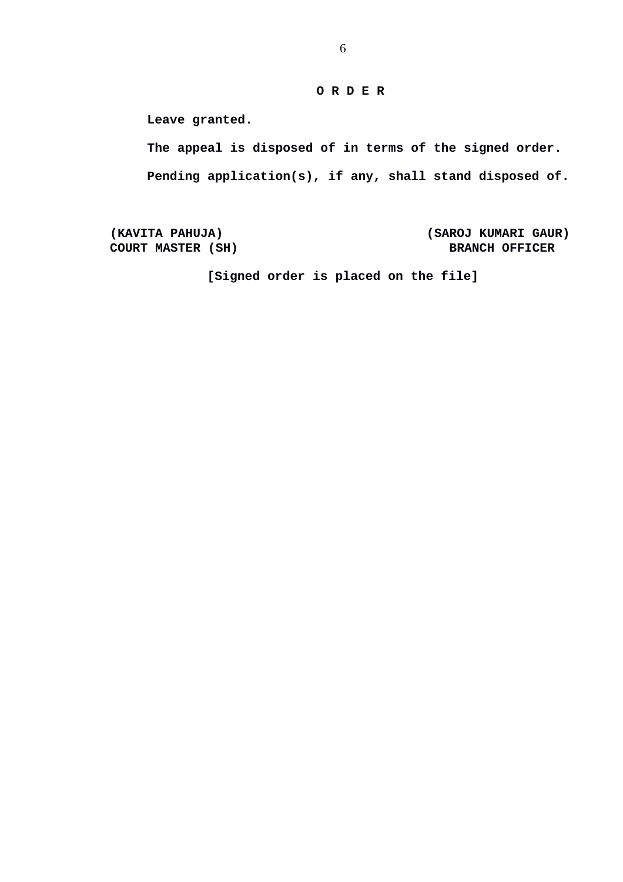**O R D E R**

**Leave granted.**

**The appeal is disposed of in terms of the signed order.**

**Pending application(s), if any, shall stand disposed of.**

| | |
|---|---|
| **(KAVITA PAHUJA)** | **(SAROJ KUMARI GAUR)** |
| **COURT MASTER (SH)** | **BRANCH OFFICER** |

**[Signed order is placed on the file]**